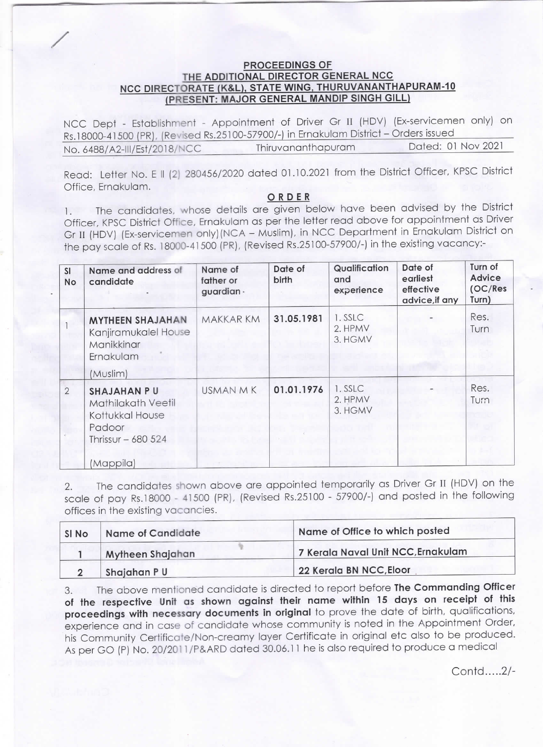**PROCEEDINGS OF**
**THE ADDITIONAL DIRECTOR GENERAL NCC**
**NCC DIRECTORATE (K&L), STATE WING, THURUVANANTHAPURAM-10**
**(PRESENT: MAJOR GENERAL MANDIP SINGH GILL)**

NCC Dept - Establishment - Appointment of Driver Gr II (HDV) (Ex-servicemen only) on Rs.18000-41500 (PR), (Revised Rs.25100-57900/-) in Ernakulam District – Orders issued

No. 6488/A2-III/Est/2018/NCC    Thiruvananthapuram    Dated: 01 Nov 2021

Read: Letter No. E II (2) 280456/2020 dated 01.10.2021 from the District Officer, KPSC District Office, Ernakulam.

**ORDER**

1. The candidates, whose details are given below have been advised by the District Officer, KPSC District Office, Ernakulam as per the letter read above for appointment as Driver Gr II (HDV) (Ex-servicemen only)(NCA – Muslim), in NCC Department in Ernakulam District on the pay scale of Rs. 18000-41500 (PR), (Revised Rs.25100-57900/-) in the existing vacancy:-

| Sl No | Name and address of candidate | Name of father or guardian | Date of birth | Qualification and experience | Date of earliest effective advice,if any | Turn of Advice (OC/Res Turn) |
|---|---|---|---|---|---|---|
| 1 | **MYTHEEN SHAJAHAN** Kanjiramukalel House Manikkinar Ernakulam (Muslim) | MAKKAR KM | **31.05.1981** | 1. SSLC 2. HPMV 3. HGMV | - | Res. Turn |
| 2 | **SHAJAHAN P U** Mathilakath Veetil Kottukkal House Padoor Thrissur – 680 524 (Mappila) | USMAN M K | **01.01.1976** | 1. SSLC 2. HPMV 3. HGMV | - | Res. Turn |

2. The candidates shown above are appointed temporarily as Driver Gr II (HDV) on the scale of pay Rs.18000 - 41500 (PR), (Revised Rs.25100 - 57900/-) and posted in the following offices in the existing vacancies.

| Sl No | Name of Candidate | Name of Office to which posted |
|---|---|---|
| 1 | Mytheen Shajahan | 7 Kerala Naval Unit NCC,Ernakulam |
| 2 | Shajahan P U | 22 Kerala BN NCC,Eloor |

3. The above mentioned candidate is directed to report before **The Commanding Officer of the respective Unit as shown against their name within 15 days on receipt of this proceedings with necessary documents in original** to prove the date of birth, qualifications, experience and in case of candidate whose community is noted in the Appointment Order, his Community Certificate/Non-creamy layer Certificate in original etc also to be produced. As per GO (P) No. 20/2011/P&ARD dated 30.06.11 he is also required to produce a medical

Contd.....2/-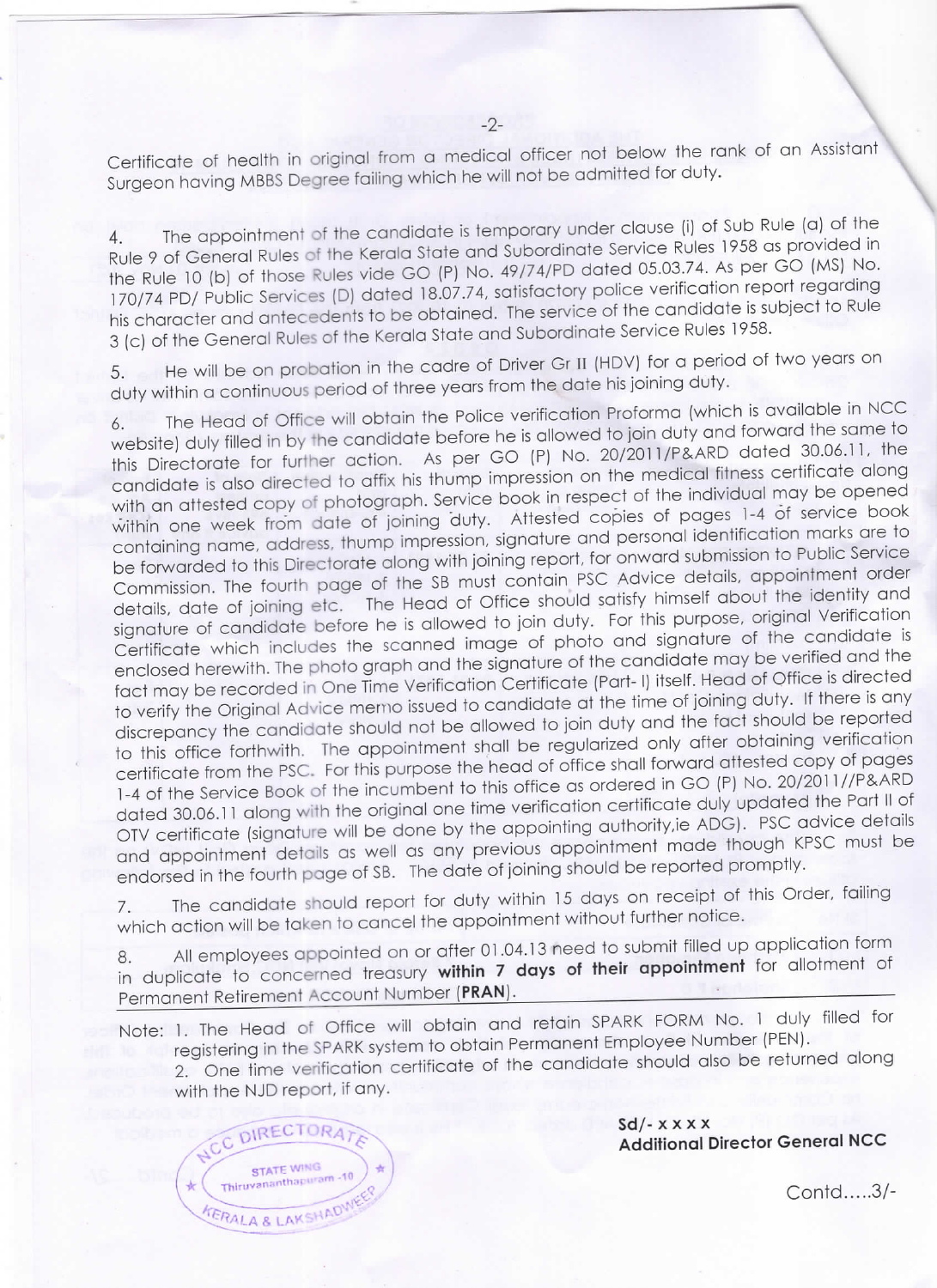Certificate of health in original from a medical officer not below the rank of an Assistant Surgeon having MBBS Degree failing which he will not be admitted for duty.

4. The appointment of the candidate is temporary under clause (i) of Sub Rule (a) of the Rule 9 of General Rules of the Kerala State and Subordinate Service Rules 1958 as provided in the Rule 10 (b) of those Rules vide GO (P) No. 49/74/PD dated 05.03.74. As per GO (MS) No. 170/74 PD/ Public Services (D) dated 18.07.74, satisfactory police verification report regarding his character and antecedents to be obtained. The service of the candidate is subject to Rule 3 (c) of the General Rules of the Kerala State and Subordinate Service Rules 1958.

5. He will be on probation in the cadre of Driver Gr II (HDV) for a period of two years on duty within a continuous period of three years from the date his joining duty.

6. The Head of Office will obtain the Police verification Proforma (which is available in NCC website) duly filled in by the candidate before he is allowed to join duty and forward the same to this Directorate for further action. As per GO (P) No. 20/2011/P&ARD dated 30.06.11, the candidate is also directed to affix his thump impression on the medical fitness certificate along with an attested copy of photograph. Service book in respect of the individual may be opened within one week from date of joining duty. Attested copies of pages 1-4 of service book containing name, address, thump impression, signature and personal identification marks are to be forwarded to this Directorate along with joining report, for onward submission to Public Service Commission. The fourth page of the SB must contain PSC Advice details, appointment order details, date of joining etc. The Head of Office should satisfy himself about the identity and signature of candidate before he is allowed to join duty. For this purpose, original Verification Certificate which includes the scanned image of photo and signature of the candidate is enclosed herewith. The photo graph and the signature of the candidate may be verified and the fact may be recorded in One Time Verification Certificate (Part- I) itself. Head of Office is directed to verify the Original Advice memo issued to candidate at the time of joining duty. If there is any discrepancy the candidate should not be allowed to join duty and the fact should be reported to this office forthwith. The appointment shall be regularized only after obtaining verification certificate from the PSC. For this purpose the head of office shall forward attested copy of pages 1-4 of the Service Book of the incumbent to this office as ordered in GO (P) No. 20/2011//P&ARD dated 30.06.11 along with the original one time verification certificate duly updated the Part II of OTV certificate (signature will be done by the appointing authority,ie ADG). PSC advice details and appointment details as well as any previous appointment made though KPSC must be endorsed in the fourth page of SB. The date of joining should be reported promptly.

7. The candidate should report for duty within 15 days on receipt of this Order, failing which action will be taken to cancel the appointment without further notice.

8. All employees appointed on or after 01.04.13 need to submit filled up application form in duplicate to concerned treasury **within 7 days of their appointment** for allotment of Permanent Retirement Account Number (**PRAN**).

Note: 1. The Head of Office will obtain and retain SPARK FORM No. 1 duly filled for registering in the SPARK system to obtain Permanent Employee Number (PEN).
2. One time verification certificate of the candidate should also be returned along with the NJD report, if any.

NCC DIRECTORATE STATE WING Thiruvananthapuram -10 KERALA & LAKSHADWEEP

**Sd/- x x x x**
**Additional Director General NCC**

Contd.....3/-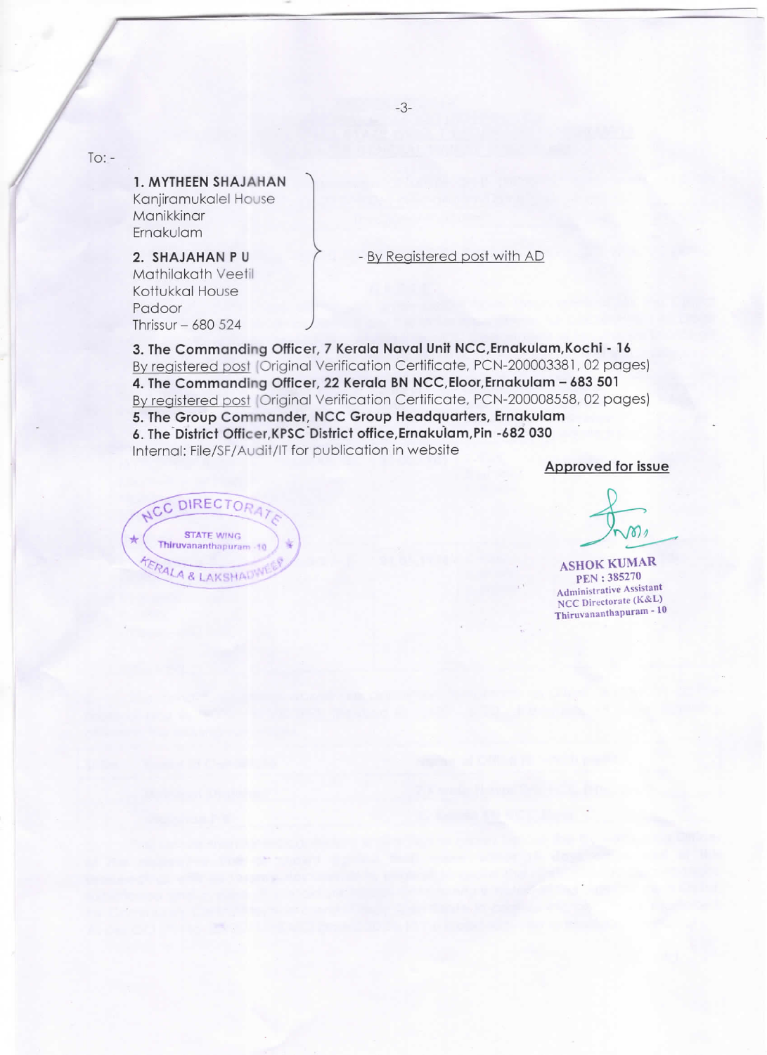To: -

**1. MYTHEEN SHAJAHAN**
Kanjiramukalel House
Manikkinar
Ernakulam

**2. SHAJAHAN P U**
Mathilakath Veetil
Kottukkal House
Padoor
Thrissur – 680 524

- By Registered post with AD

**3. The Commanding Officer, 7 Kerala Naval Unit NCC,Ernakulam,Kochi - 16**
By registered post (Original Verification Certificate, PCN-200003381, 02 pages)

**4. The Commanding Officer, 22 Kerala BN NCC,Eloor,Ernakulam – 683 501**
By registered post (Original Verification Certificate, PCN-200008558, 02 pages)

**5. The Group Commander, NCC Group Headquarters, Ernakulam**

**6. The District Officer,KPSC District office,Ernakulam,Pin -682 030**

Internal: File/SF/Audit/IT for publication in website

Approved for issue

NCC DIRECTORATE
STATE WING
Thiruvananthapuram - 10
KERALA & LAKSHADWEEP

**ASHOK KUMAR**
PEN : 385270
Administrative Assistant
NCC Directorate (K&L)
Thiruvananthapuram - 10